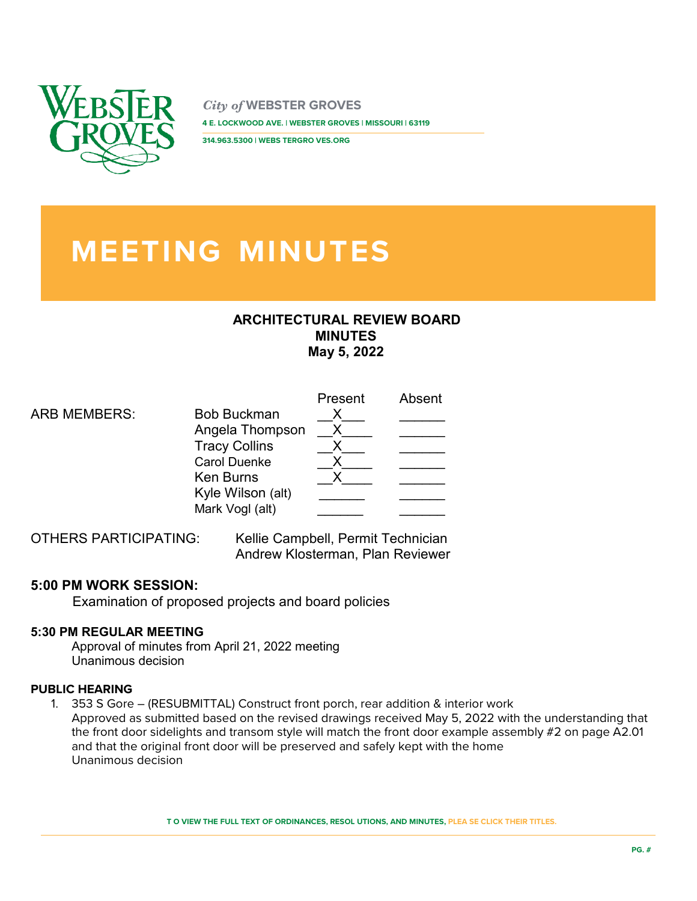City of WEBSTER GROVES

4 E. LOCKWOOD AVE. | WEBSTER GROVES | MISSOURI | 63119

314.963.5300 | WEBS TERGRO VES.ORG

# MEETING MINUTES

## ARCHITECTURAL REVIEW BOARD
## MINUTES
## May 5, 2022

| ARB MEMBERS: | | Present | Absent |
|---|---|---|---|
| | Bob Buckman | X | |
| | Angela Thompson | X | |
| | Tracy Collins | X | |
| | Carol Duenke | X | |
| | Ken Burns | X | |
| | Kyle Wilson (alt) | | |
| | Mark Vogl (alt) | | |

OTHERS PARTICIPATING: Kellie Campbell, Permit Technician
Andrew Klosterman, Plan Reviewer

### 5:00 PM WORK SESSION:

Examination of proposed projects and board policies

### 5:30 PM REGULAR MEETING

Approval of minutes from April 21, 2022 meeting
Unanimous decision

### PUBLIC HEARING

1. 353 S Gore – (RESUBMITTAL) Construct front porch, rear addition & interior work
   Approved as submitted based on the revised drawings received May 5, 2022 with the understanding that the front door sidelights and transom style will match the front door example assembly #2 on page A2.01 and that the original front door will be preserved and safely kept with the home
   Unanimous decision

T O VIEW THE FULL TEXT OF ORDINANCES, RESOL UTIONS, AND MINUTES, PLEA SE CLICK THEIR TITLES.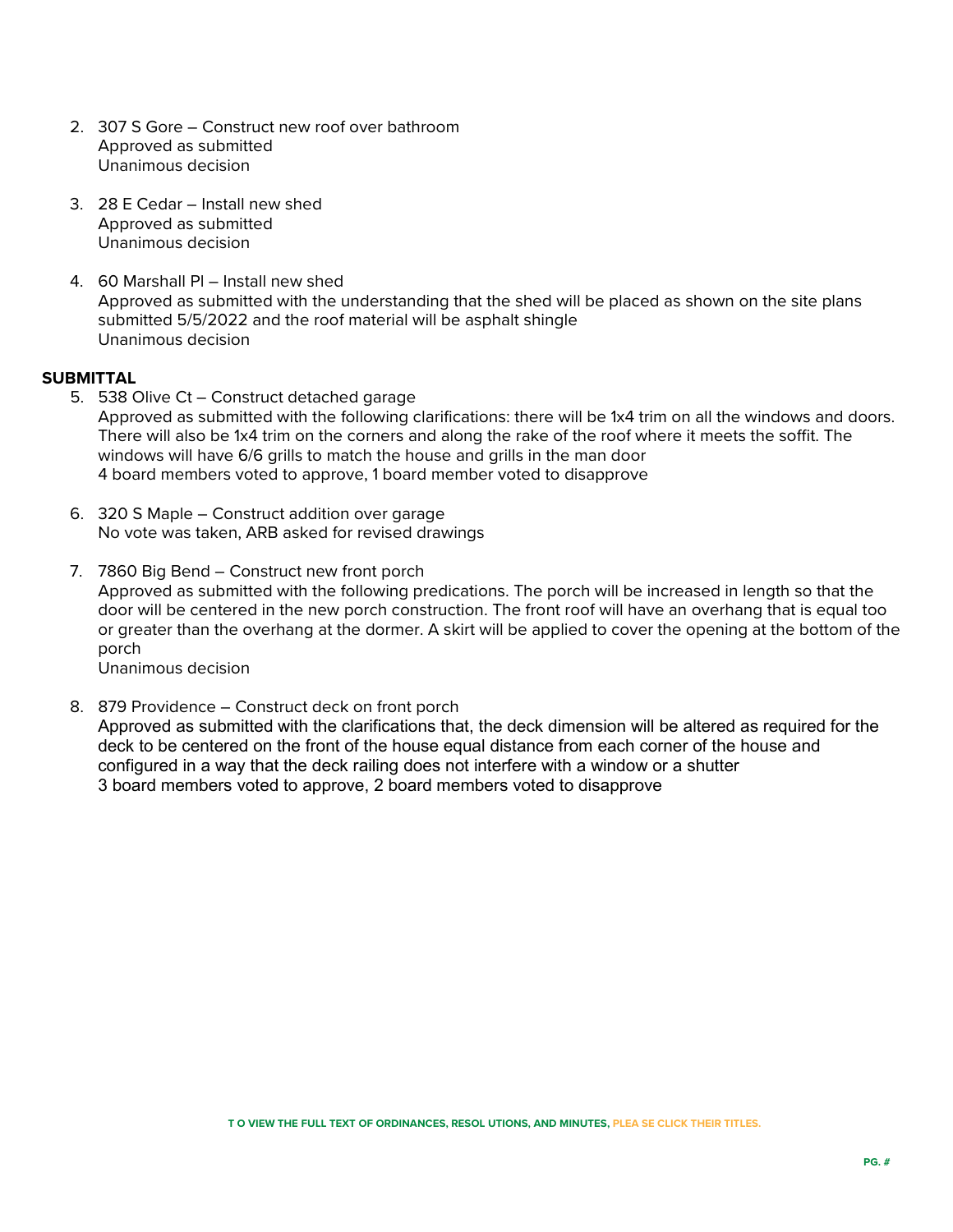2. 307 S Gore – Construct new roof over bathroom
   Approved as submitted
   Unanimous decision

3. 28 E Cedar – Install new shed
   Approved as submitted
   Unanimous decision

4. 60 Marshall Pl – Install new shed
   Approved as submitted with the understanding that the shed will be placed as shown on the site plans submitted 5/5/2022 and the roof material will be asphalt shingle
   Unanimous decision

**SUBMITTAL**

5. 538 Olive Ct – Construct detached garage
   Approved as submitted with the following clarifications: there will be 1x4 trim on all the windows and doors. There will also be 1x4 trim on the corners and along the rake of the roof where it meets the soffit. The windows will have 6/6 grills to match the house and grills in the man door
   4 board members voted to approve, 1 board member voted to disapprove

6. 320 S Maple – Construct addition over garage
   No vote was taken, ARB asked for revised drawings

7. 7860 Big Bend – Construct new front porch
   Approved as submitted with the following predications. The porch will be increased in length so that the door will be centered in the new porch construction. The front roof will have an overhang that is equal too or greater than the overhang at the dormer. A skirt will be applied to cover the opening at the bottom of the porch
   Unanimous decision

8. 879 Providence – Construct deck on front porch
   Approved as submitted with the clarifications that, the deck dimension will be altered as required for the deck to be centered on the front of the house equal distance from each corner of the house and configured in a way that the deck railing does not interfere with a window or a shutter
   3 board members voted to approve, 2 board members voted to disapprove

T O VIEW THE FULL TEXT OF ORDINANCES, RESOL UTIONS, AND MINUTES, PLEA SE CLICK THEIR TITLES.